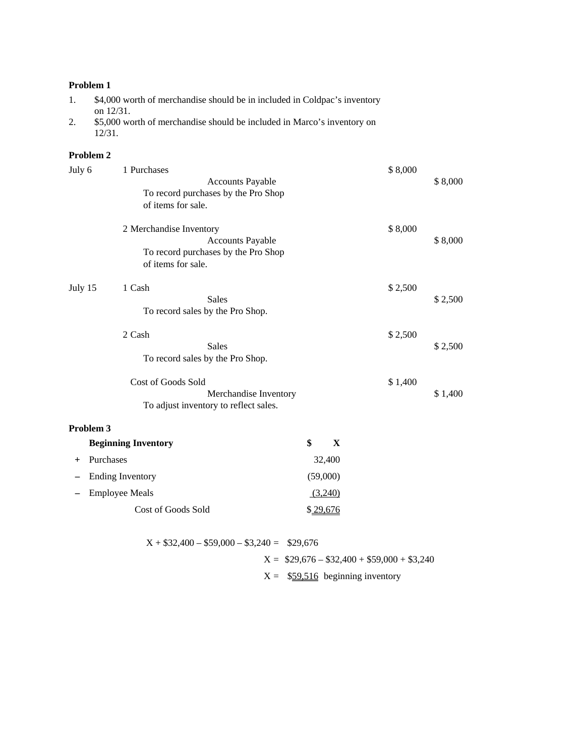**Problem 1**

1. $4,000 worth of merchandise should be in included in Coldpac's inventory on 12/31.
2. $5,000 worth of merchandise should be included in Marco's inventory on 12/31.

**Problem 2**

| | | | |
|---|---|---|---|
| July 6 | 1 Purchases | $ 8,000 | |
| | Accounts Payable | | $ 8,000 |
| | To record purchases by the Pro Shop of items for sale. | | |
| | 2 Merchandise Inventory | $ 8,000 | |
| | Accounts Payable | | $ 8,000 |
| | To record purchases by the Pro Shop of items for sale. | | |
| July 15 | 1 Cash | $ 2,500 | |
| | Sales | | $ 2,500 |
| | To record sales by the Pro Shop. | | |
| | 2 Cash | $ 2,500 | |
| | Sales | | $ 2,500 |
| | To record sales by the Pro Shop. | | |
| | Cost of Goods Sold | $ 1,400 | |
| | Merchandise Inventory | | $ 1,400 |
| | To adjust inventory to reflect sales. | | |

**Problem 3**

| | | |
|---|---|---|
| | **Beginning Inventory** | **$ X** |
| + | Purchases | 32,400 |
| – | Ending Inventory | (59,000) |
| – | Employee Meals | (3,240) |
| | Cost of Goods Sold | $ 29,676 |

X + $32,400 – $59,000 – $3,240 = $29,676

X = $29,676 – $32,400 + $59,000 + $3,240

X = $59,516 beginning inventory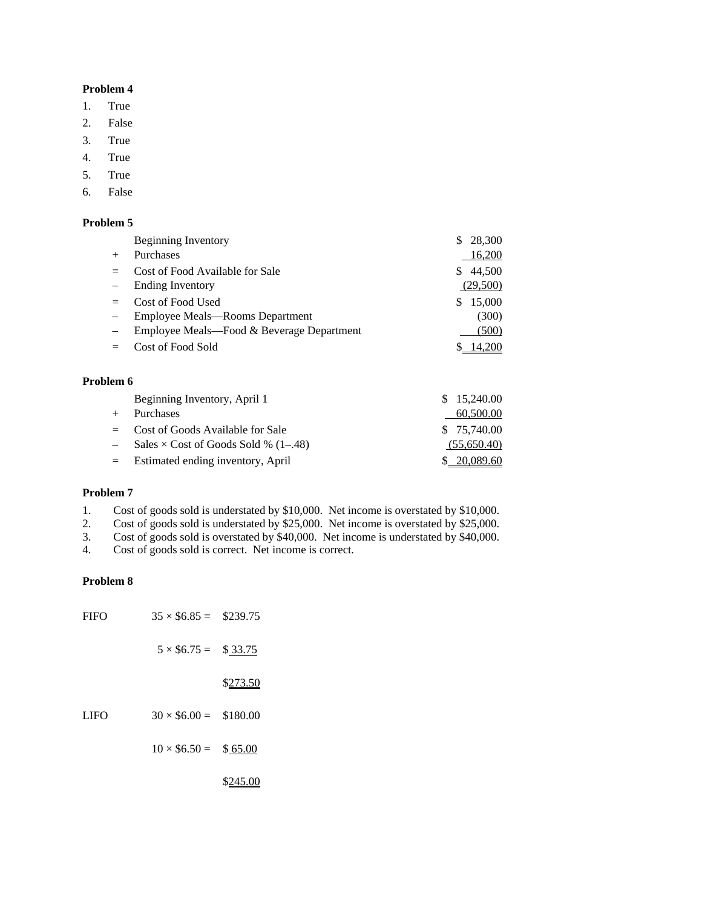**Problem 4**

1. True
2. False
3. True
4. True
5. True
6. False

**Problem 5**

| | | |
|---|---|---|
| | Beginning Inventory | $ 28,300 |
| + | Purchases | 16,200 |
| = | Cost of Food Available for Sale | $ 44,500 |
| – | Ending Inventory | (29,500) |
| = | Cost of Food Used | $ 15,000 |
| – | Employee Meals—Rooms Department | (300) |
| – | Employee Meals—Food & Beverage Department | (500) |
| = | Cost of Food Sold | $ 14,200 |

**Problem 6**

| | | |
|---|---|---|
| | Beginning Inventory, April 1 | $ 15,240.00 |
| + | Purchases | 60,500.00 |
| = | Cost of Goods Available for Sale | $ 75,740.00 |
| – | Sales × Cost of Goods Sold % (1–.48) | (55,650.40) |
| = | Estimated ending inventory, April | $ 20,089.60 |

**Problem 7**

1. Cost of goods sold is understated by $10,000. Net income is overstated by $10,000.
2. Cost of goods sold is understated by $25,000. Net income is overstated by $25,000.
3. Cost of goods sold is overstated by $40,000. Net income is understated by $40,000.
4. Cost of goods sold is correct. Net income is correct.

**Problem 8**

| | | |
|---|---|---|
| FIFO | 35 × $6.85 = | $239.75 |
| | 5 × $6.75 = | $ 33.75 |
| | | $273.50 |
| LIFO | 30 × $6.00 = | $180.00 |
| | 10 × $6.50 = | $ 65.00 |
| | | $245.00 |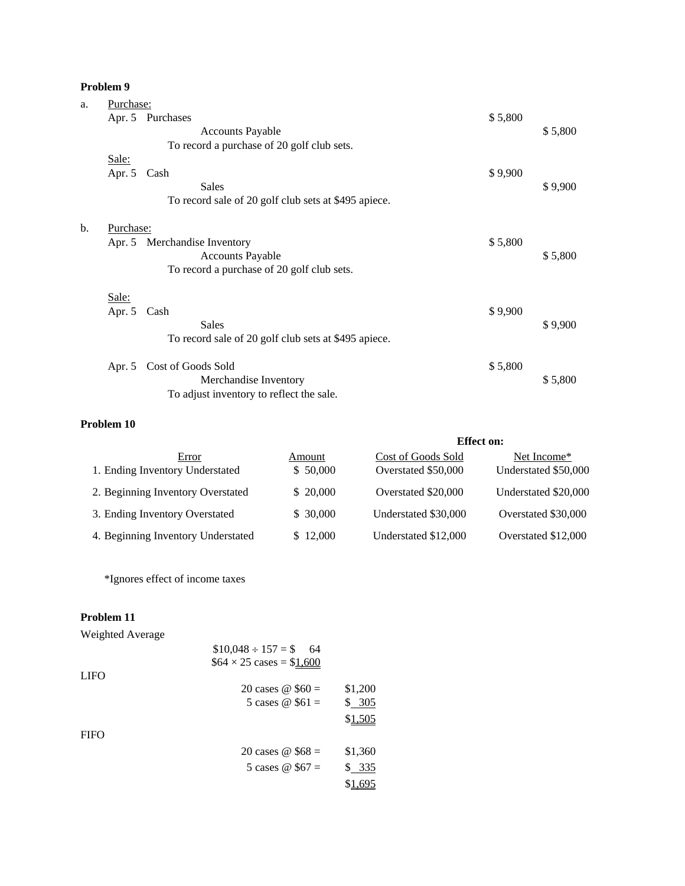**Problem 9**

a. Purchase:

| | | Debit | Credit |
|---|---|---|---|
| Apr. 5 | Purchases | $ 5,800 | |
| | Accounts Payable | | $ 5,800 |
| | To record a purchase of 20 golf club sets. | | |

Sale:

| | | Debit | Credit |
|---|---|---|---|
| Apr. 5 | Cash | $ 9,900 | |
| | Sales | | $ 9,900 |
| | To record sale of 20 golf club sets at $495 apiece. | | |

b. Purchase:

| | | Debit | Credit |
|---|---|---|---|
| Apr. 5 | Merchandise Inventory | $ 5,800 | |
| | Accounts Payable | | $ 5,800 |
| | To record a purchase of 20 golf club sets. | | |

Sale:

| | | Debit | Credit |
|---|---|---|---|
| Apr. 5 | Cash | $ 9,900 | |
| | Sales | | $ 9,900 |
| | To record sale of 20 golf club sets at $495 apiece. | | |
| Apr. 5 | Cost of Goods Sold | $ 5,800 | |
| | Merchandise Inventory | | $ 5,800 |
| | To adjust inventory to reflect the sale. | | |

**Problem 10**

| | | Effect on: | |
|---|---|---|---|
| Error | Amount | Cost of Goods Sold | Net Income* |
| 1. Ending Inventory Understated | $ 50,000 | Overstated $50,000 | Understated $50,000 |
| 2. Beginning Inventory Overstated | $ 20,000 | Overstated $20,000 | Understated $20,000 |
| 3. Ending Inventory Overstated | $ 30,000 | Understated $30,000 | Overstated $30,000 |
| 4. Beginning Inventory Understated | $ 12,000 | Understated $12,000 | Overstated $12,000 |

*Ignores effect of income taxes

**Problem 11**

Weighted Average

$10,048 ÷ 157 = $ 64
$64 × 25 cases = $1,600

LIFO

| | |
|---|---|
| 20 cases @ $60 = | $1,200 |
| 5 cases @ $61 = | $ 305 |
| | $1,505 |

FIFO

| | |
|---|---|
| 20 cases @ $68 = | $1,360 |
| 5 cases @ $67 = | $ 335 |
| | $1,695 |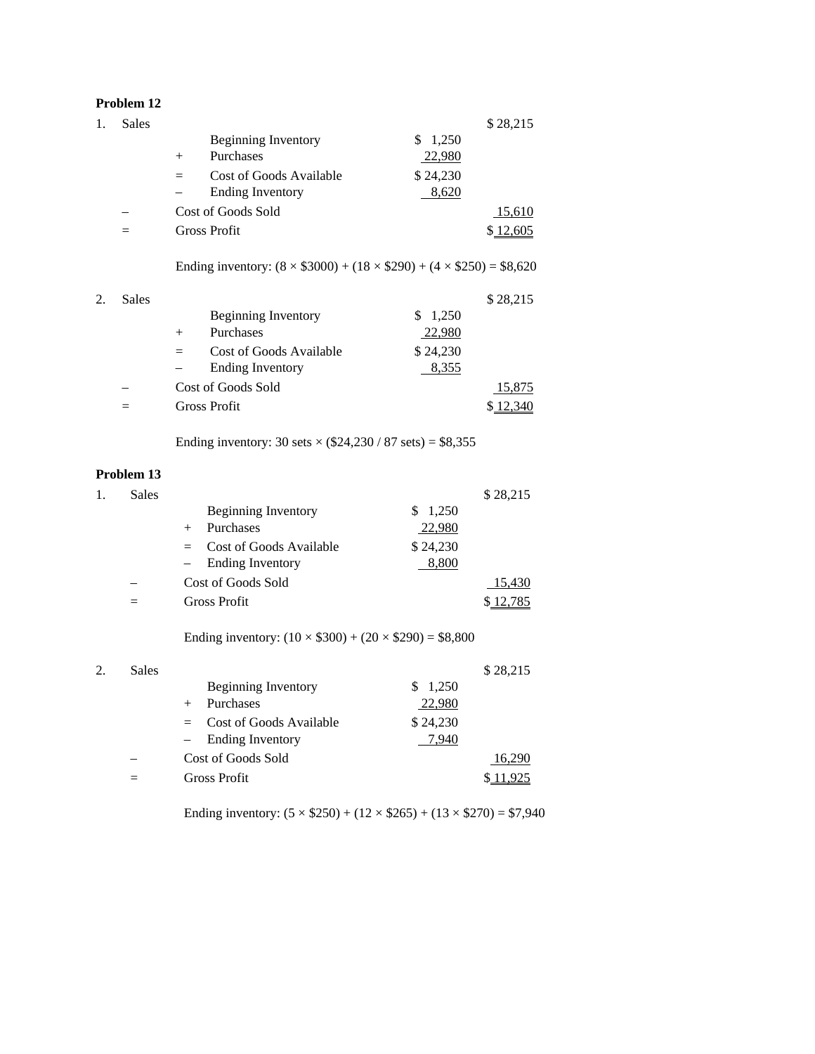**Problem 12**

1. Sales

| | | | |
|---|---|---|---|
| Sales | | | $ 28,215 |
| | Beginning Inventory | $ 1,250 | |
| | + Purchases | 22,980 | |
| | = Cost of Goods Available | $ 24,230 | |
| | – Ending Inventory | 8,620 | |
| – | Cost of Goods Sold | | 15,610 |
| = | Gross Profit | | $ 12,605 |

Ending inventory: (8 × $3000) + (18 × $290) + (4 × $250) = $8,620

2. Sales

| | | | |
|---|---|---|---|
| Sales | | | $ 28,215 |
| | Beginning Inventory | $ 1,250 | |
| | + Purchases | 22,980 | |
| | = Cost of Goods Available | $ 24,230 | |
| | – Ending Inventory | 8,355 | |
| – | Cost of Goods Sold | | 15,875 |
| = | Gross Profit | | $ 12,340 |

Ending inventory: 30 sets × ($24,230 / 87 sets) = $8,355

**Problem 13**

1. Sales

| | | | |
|---|---|---|---|
| Sales | | | $ 28,215 |
| | Beginning Inventory | $ 1,250 | |
| | + Purchases | 22,980 | |
| | = Cost of Goods Available | $ 24,230 | |
| | – Ending Inventory | 8,800 | |
| – | Cost of Goods Sold | | 15,430 |
| = | Gross Profit | | $ 12,785 |

Ending inventory: (10 × $300) + (20 × $290) = $8,800

2. Sales

| | | | |
|---|---|---|---|
| Sales | | | $ 28,215 |
| | Beginning Inventory | $ 1,250 | |
| | + Purchases | 22,980 | |
| | = Cost of Goods Available | $ 24,230 | |
| | – Ending Inventory | 7,940 | |
| – | Cost of Goods Sold | | 16,290 |
| = | Gross Profit | | $ 11,925 |

Ending inventory: (5 × $250) + (12 × $265) + (13 × $270) = $7,940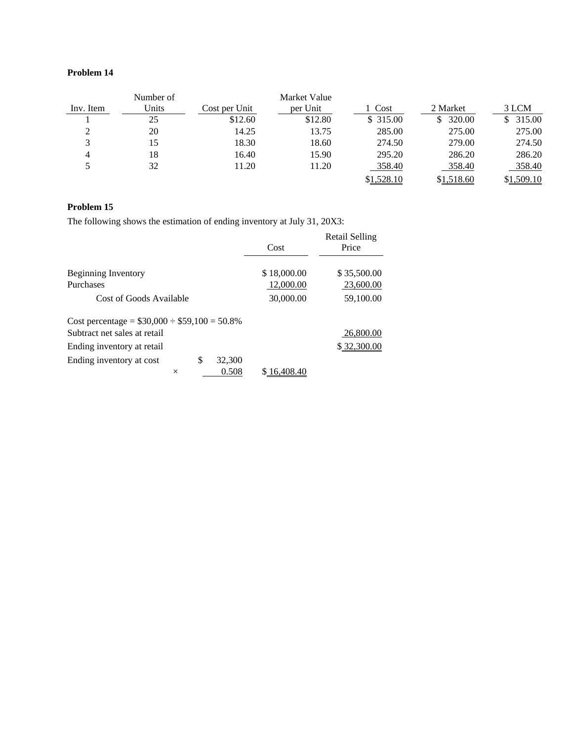**Problem 14**

| Inv. Item | Number of Units | Cost per Unit | Market Value per Unit | 1 Cost | 2 Market | 3 LCM |
|---|---|---|---|---|---|---|
| 1 | 25 | $12.60 | $12.80 | $ 315.00 | $ 320.00 | $ 315.00 |
| 2 | 20 | 14.25 | 13.75 | 285.00 | 275.00 | 275.00 |
| 3 | 15 | 18.30 | 18.60 | 274.50 | 279.00 | 274.50 |
| 4 | 18 | 16.40 | 15.90 | 295.20 | 286.20 | 286.20 |
| 5 | 32 | 11.20 | 11.20 | 358.40 | 358.40 | 358.40 |
| | | | | $1,528.10 | $1,518.60 | $1,509.10 |

**Problem 15**

The following shows the estimation of ending inventory at July 31, 20X3:

| | | | Cost | Retail Selling Price |
|---|---|---|---|---|
| Beginning Inventory | | | $ 18,000.00 | $ 35,500.00 |
| Purchases | | | 12,000.00 | 23,600.00 |
| Cost of Goods Available | | | 30,000.00 | 59,100.00 |
| Cost percentage = $30,000 ÷ $59,100 = 50.8% | | | | |
| Subtract net sales at retail | | | | 26,800.00 |
| Ending inventory at retail | | | | $ 32,300.00 |
| Ending inventory at cost | | $ 32,300 | | |
| | × | 0.508 | $ 16,408.40 | |